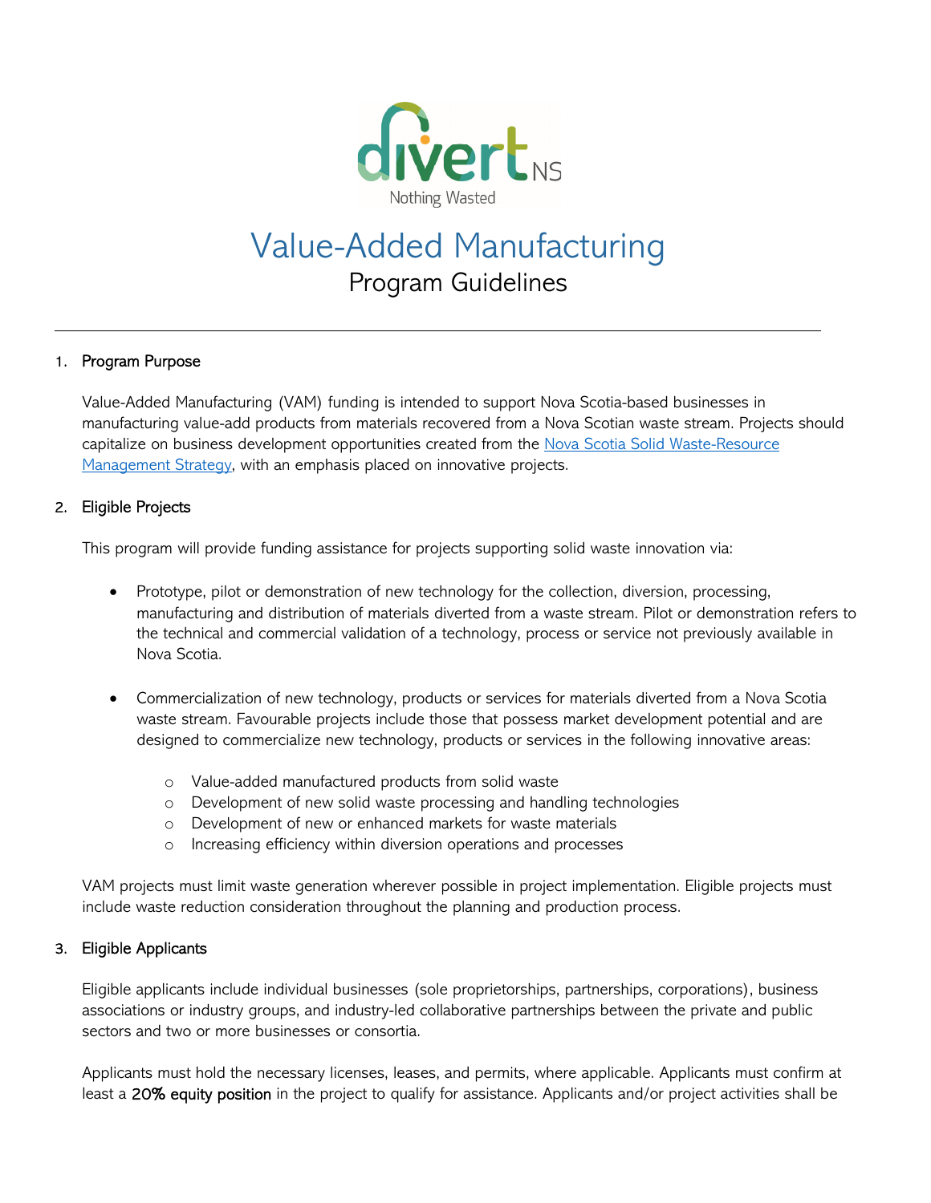divert NS
Nothing Wasted

# Value-Added Manufacturing

## Program Guidelines

---

1. Program Purpose

   Value-Added Manufacturing (VAM) funding is intended to support Nova Scotia-based businesses in manufacturing value-add products from materials recovered from a Nova Scotian waste stream. Projects should capitalize on business development opportunities created from the [Nova Scotia Solid Waste-Resource Management Strategy](), with an emphasis placed on innovative projects.

2. Eligible Projects

   This program will provide funding assistance for projects supporting solid waste innovation via:

   - Prototype, pilot or demonstration of new technology for the collection, diversion, processing, manufacturing and distribution of materials diverted from a waste stream. Pilot or demonstration refers to the technical and commercial validation of a technology, process or service not previously available in Nova Scotia.

   - Commercialization of new technology, products or services for materials diverted from a Nova Scotia waste stream. Favourable projects include those that possess market development potential and are designed to commercialize new technology, products or services in the following innovative areas:

     - Value-added manufactured products from solid waste
     - Development of new solid waste processing and handling technologies
     - Development of new or enhanced markets for waste materials
     - Increasing efficiency within diversion operations and processes

   VAM projects must limit waste generation wherever possible in project implementation. Eligible projects must include waste reduction consideration throughout the planning and production process.

3. Eligible Applicants

   Eligible applicants include individual businesses (sole proprietorships, partnerships, corporations), business associations or industry groups, and industry-led collaborative partnerships between the private and public sectors and two or more businesses or consortia.

   Applicants must hold the necessary licenses, leases, and permits, where applicable. Applicants must confirm at least a **20% equity position** in the project to qualify for assistance. Applicants and/or project activities shall be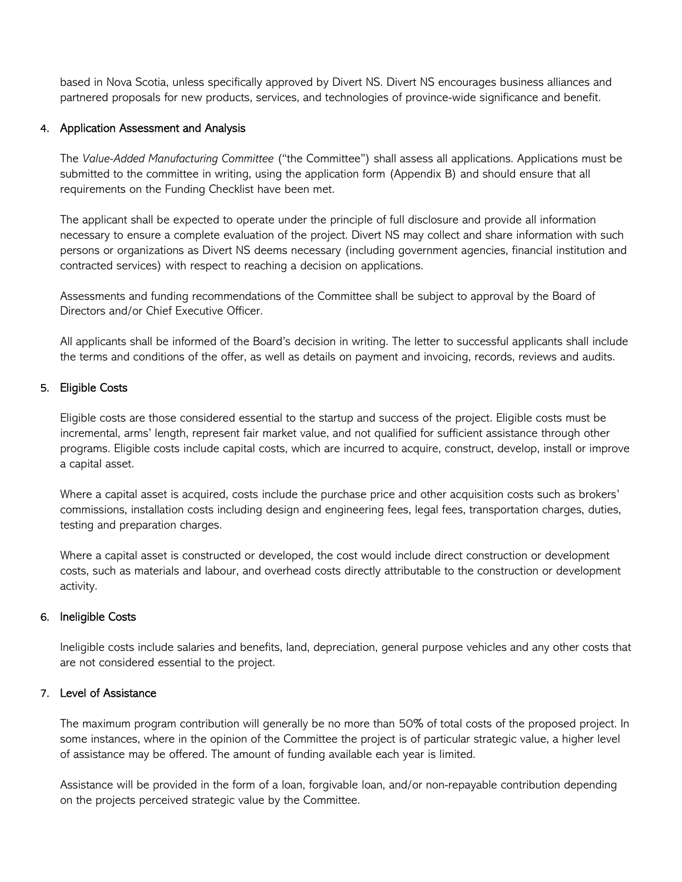based in Nova Scotia, unless specifically approved by Divert NS. Divert NS encourages business alliances and partnered proposals for new products, services, and technologies of province-wide significance and benefit.

4. Application Assessment and Analysis

The *Value-Added Manufacturing Committee* ("the Committee") shall assess all applications. Applications must be submitted to the committee in writing, using the application form (Appendix B) and should ensure that all requirements on the Funding Checklist have been met.

The applicant shall be expected to operate under the principle of full disclosure and provide all information necessary to ensure a complete evaluation of the project. Divert NS may collect and share information with such persons or organizations as Divert NS deems necessary (including government agencies, financial institution and contracted services) with respect to reaching a decision on applications.

Assessments and funding recommendations of the Committee shall be subject to approval by the Board of Directors and/or Chief Executive Officer.

All applicants shall be informed of the Board's decision in writing. The letter to successful applicants shall include the terms and conditions of the offer, as well as details on payment and invoicing, records, reviews and audits.

5. Eligible Costs

Eligible costs are those considered essential to the startup and success of the project. Eligible costs must be incremental, arms' length, represent fair market value, and not qualified for sufficient assistance through other programs. Eligible costs include capital costs, which are incurred to acquire, construct, develop, install or improve a capital asset.

Where a capital asset is acquired, costs include the purchase price and other acquisition costs such as brokers' commissions, installation costs including design and engineering fees, legal fees, transportation charges, duties, testing and preparation charges.

Where a capital asset is constructed or developed, the cost would include direct construction or development costs, such as materials and labour, and overhead costs directly attributable to the construction or development activity.

6. Ineligible Costs

Ineligible costs include salaries and benefits, land, depreciation, general purpose vehicles and any other costs that are not considered essential to the project.

7. Level of Assistance

The maximum program contribution will generally be no more than 50% of total costs of the proposed project. In some instances, where in the opinion of the Committee the project is of particular strategic value, a higher level of assistance may be offered. The amount of funding available each year is limited.

Assistance will be provided in the form of a loan, forgivable loan, and/or non-repayable contribution depending on the projects perceived strategic value by the Committee.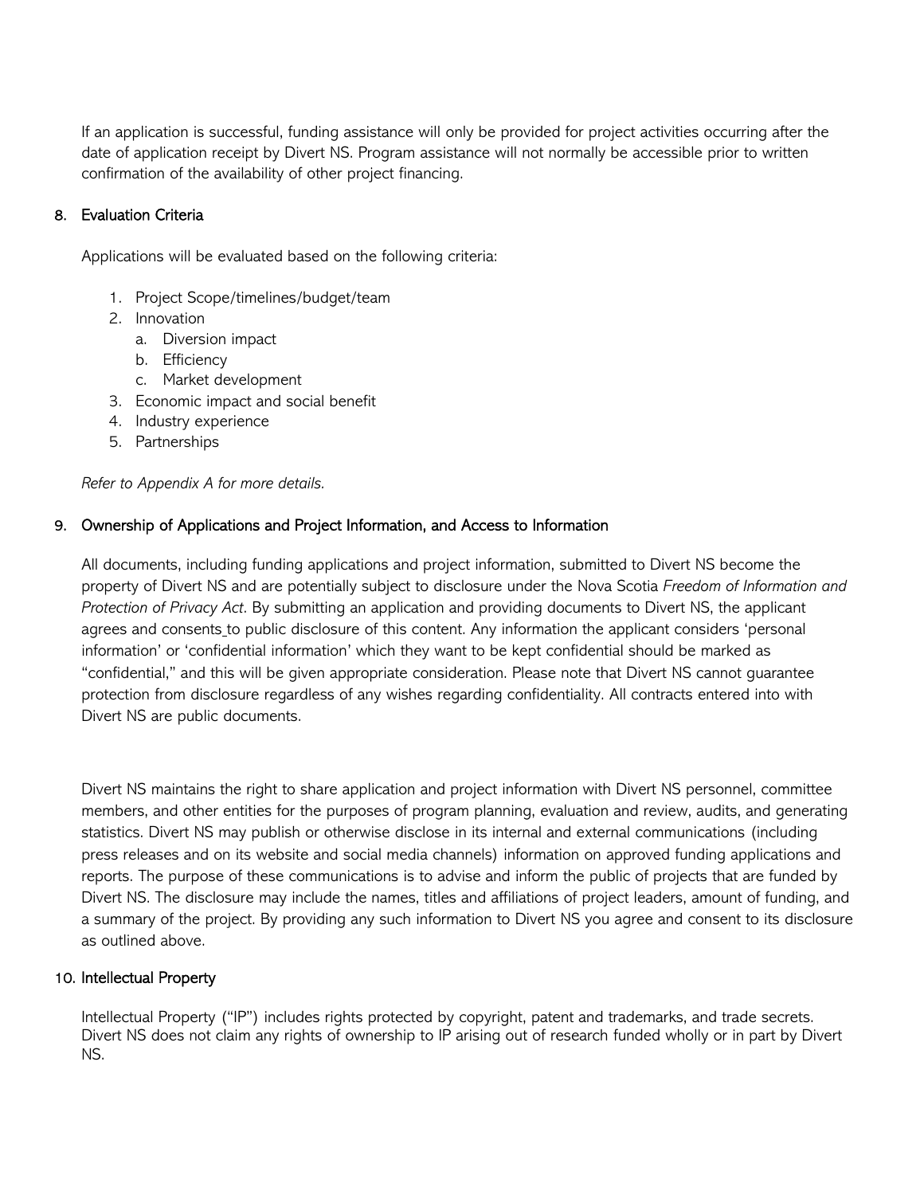If an application is successful, funding assistance will only be provided for project activities occurring after the date of application receipt by Divert NS. Program assistance will not normally be accessible prior to written confirmation of the availability of other project financing.

## 8. Evaluation Criteria

Applications will be evaluated based on the following criteria:

1. Project Scope/timelines/budget/team
2. Innovation
   a. Diversion impact
   b. Efficiency
   c. Market development
3. Economic impact and social benefit
4. Industry experience
5. Partnerships

*Refer to Appendix A for more details.*

## 9. Ownership of Applications and Project Information, and Access to Information

All documents, including funding applications and project information, submitted to Divert NS become the property of Divert NS and are potentially subject to disclosure under the Nova Scotia *Freedom of Information and Protection of Privacy Act*. By submitting an application and providing documents to Divert NS, the applicant agrees and consents to public disclosure of this content. Any information the applicant considers 'personal information' or 'confidential information' which they want to be kept confidential should be marked as "confidential," and this will be given appropriate consideration. Please note that Divert NS cannot guarantee protection from disclosure regardless of any wishes regarding confidentiality. All contracts entered into with Divert NS are public documents.

Divert NS maintains the right to share application and project information with Divert NS personnel, committee members, and other entities for the purposes of program planning, evaluation and review, audits, and generating statistics. Divert NS may publish or otherwise disclose in its internal and external communications (including press releases and on its website and social media channels) information on approved funding applications and reports. The purpose of these communications is to advise and inform the public of projects that are funded by Divert NS. The disclosure may include the names, titles and affiliations of project leaders, amount of funding, and a summary of the project. By providing any such information to Divert NS you agree and consent to its disclosure as outlined above.

## 10. Intellectual Property

Intellectual Property ("IP") includes rights protected by copyright, patent and trademarks, and trade secrets. Divert NS does not claim any rights of ownership to IP arising out of research funded wholly or in part by Divert NS.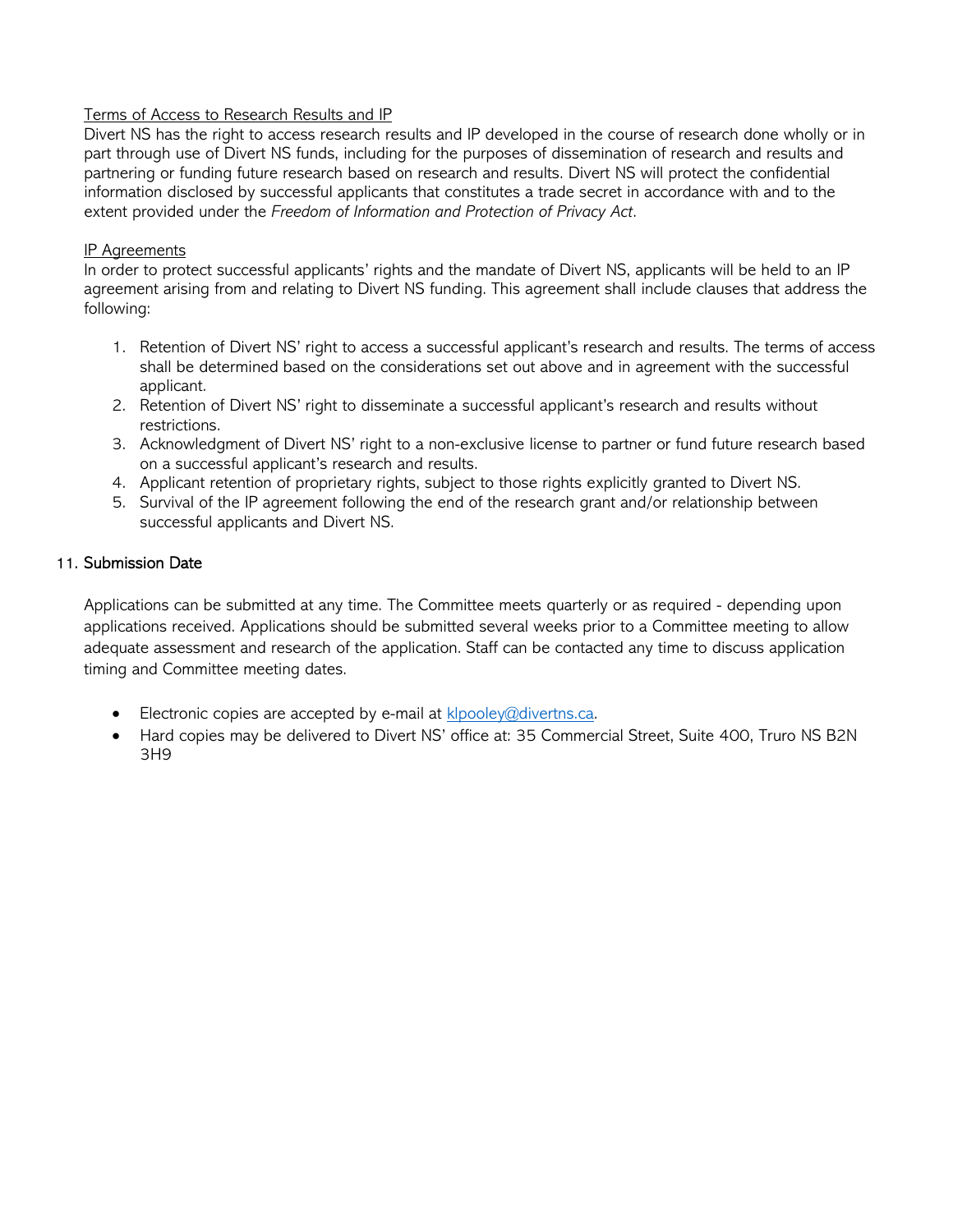Terms of Access to Research Results and IP

Divert NS has the right to access research results and IP developed in the course of research done wholly or in part through use of Divert NS funds, including for the purposes of dissemination of research and results and partnering or funding future research based on research and results. Divert NS will protect the confidential information disclosed by successful applicants that constitutes a trade secret in accordance with and to the extent provided under the *Freedom of Information and Protection of Privacy Act*.

IP Agreements

In order to protect successful applicants' rights and the mandate of Divert NS, applicants will be held to an IP agreement arising from and relating to Divert NS funding. This agreement shall include clauses that address the following:

1. Retention of Divert NS' right to access a successful applicant's research and results. The terms of access shall be determined based on the considerations set out above and in agreement with the successful applicant.
2. Retention of Divert NS' right to disseminate a successful applicant's research and results without restrictions.
3. Acknowledgment of Divert NS' right to a non-exclusive license to partner or fund future research based on a successful applicant's research and results.
4. Applicant retention of proprietary rights, subject to those rights explicitly granted to Divert NS.
5. Survival of the IP agreement following the end of the research grant and/or relationship between successful applicants and Divert NS.

## 11. Submission Date

Applications can be submitted at any time. The Committee meets quarterly or as required - depending upon applications received. Applications should be submitted several weeks prior to a Committee meeting to allow adequate assessment and research of the application. Staff can be contacted any time to discuss application timing and Committee meeting dates.

- Electronic copies are accepted by e-mail at klpooley@divertns.ca.
- Hard copies may be delivered to Divert NS' office at: 35 Commercial Street, Suite 400, Truro NS B2N 3H9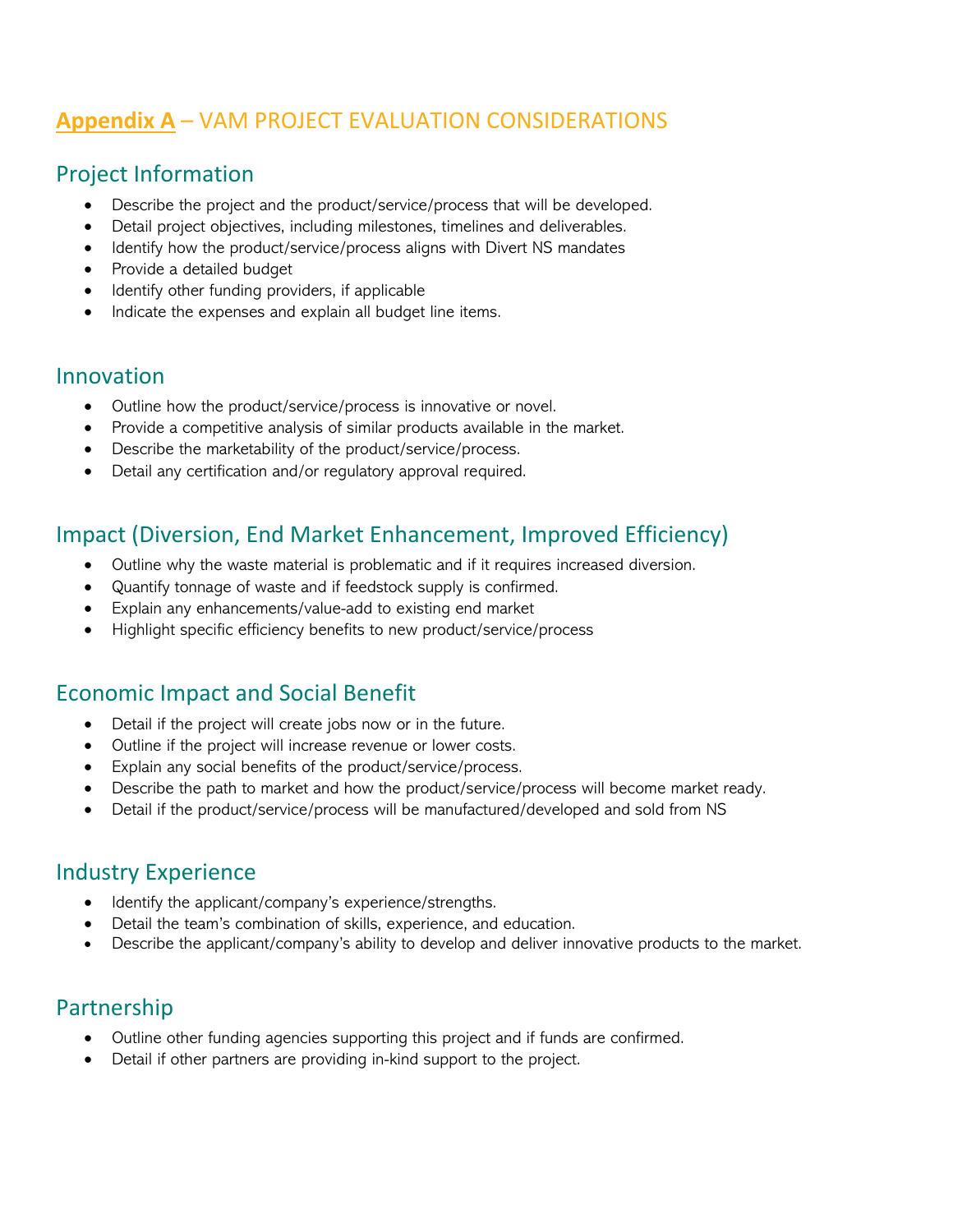## **Appendix A** – VAM PROJECT EVALUATION CONSIDERATIONS

### Project Information

- Describe the project and the product/service/process that will be developed.
- Detail project objectives, including milestones, timelines and deliverables.
- Identify how the product/service/process aligns with Divert NS mandates
- Provide a detailed budget
- Identify other funding providers, if applicable
- Indicate the expenses and explain all budget line items.

### Innovation

- Outline how the product/service/process is innovative or novel.
- Provide a competitive analysis of similar products available in the market.
- Describe the marketability of the product/service/process.
- Detail any certification and/or regulatory approval required.

### Impact (Diversion, End Market Enhancement, Improved Efficiency)

- Outline why the waste material is problematic and if it requires increased diversion.
- Quantify tonnage of waste and if feedstock supply is confirmed.
- Explain any enhancements/value-add to existing end market
- Highlight specific efficiency benefits to new product/service/process

### Economic Impact and Social Benefit

- Detail if the project will create jobs now or in the future.
- Outline if the project will increase revenue or lower costs.
- Explain any social benefits of the product/service/process.
- Describe the path to market and how the product/service/process will become market ready.
- Detail if the product/service/process will be manufactured/developed and sold from NS

### Industry Experience

- Identify the applicant/company's experience/strengths.
- Detail the team's combination of skills, experience, and education.
- Describe the applicant/company's ability to develop and deliver innovative products to the market.

### Partnership

- Outline other funding agencies supporting this project and if funds are confirmed.
- Detail if other partners are providing in-kind support to the project.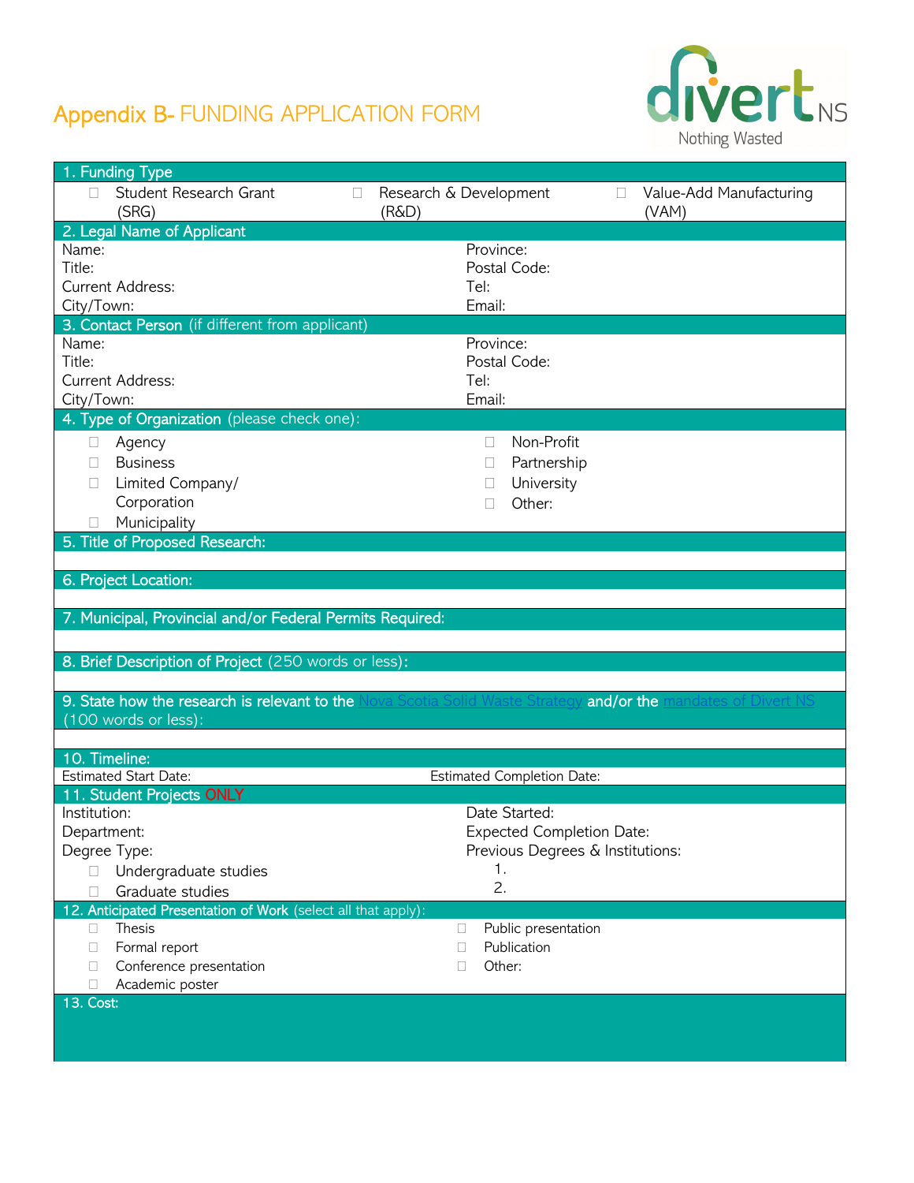# Appendix B- FUNDING APPLICATION FORM

divert NS
Nothing Wasted

**1. Funding Type**

- ☐ Student Research Grant (SRG)
- ☐ Research & Development (R&D)
- ☐ Value-Add Manufacturing (VAM)

**2. Legal Name of Applicant**

| | |
|---|---|
| Name: | Province: |
| Title: | Postal Code: |
| Current Address: | Tel: |
| City/Town: | Email: |

**3. Contact Person** (if different from applicant)

| | |
|---|---|
| Name: | Province: |
| Title: | Postal Code: |
| Current Address: | Tel: |
| City/Town: | Email: |

**4. Type of Organization** (please check one):

- ☐ Agency
- ☐ Business
- ☐ Limited Company/ Corporation
- ☐ Municipality
- ☐ Non-Profit
- ☐ Partnership
- ☐ University
- ☐ Other:

**5. Title of Proposed Research:**

**6. Project Location:**

**7. Municipal, Provincial and/or Federal Permits Required:**

**8. Brief Description of Project** (250 words or less):

**9. State how the research is relevant to the** Nova Scotia Solid Waste Strategy **and/or the** mandates of Divert NS (100 words or less):

**10. Timeline:**

| | |
|---|---|
| Estimated Start Date: | Estimated Completion Date: |

**11. Student Projects ONLY**

| | |
|---|---|
| Institution: | Date Started: |
| Department: | Expected Completion Date: |
| Degree Type: | Previous Degrees & Institutions: |
| ☐ Undergraduate studies | 1. |
| ☐ Graduate studies | 2. |

**12. Anticipated Presentation of Work** (select all that apply):

- ☐ Thesis
- ☐ Formal report
- ☐ Conference presentation
- ☐ Academic poster
- ☐ Public presentation
- ☐ Publication
- ☐ Other:

**13. Cost:**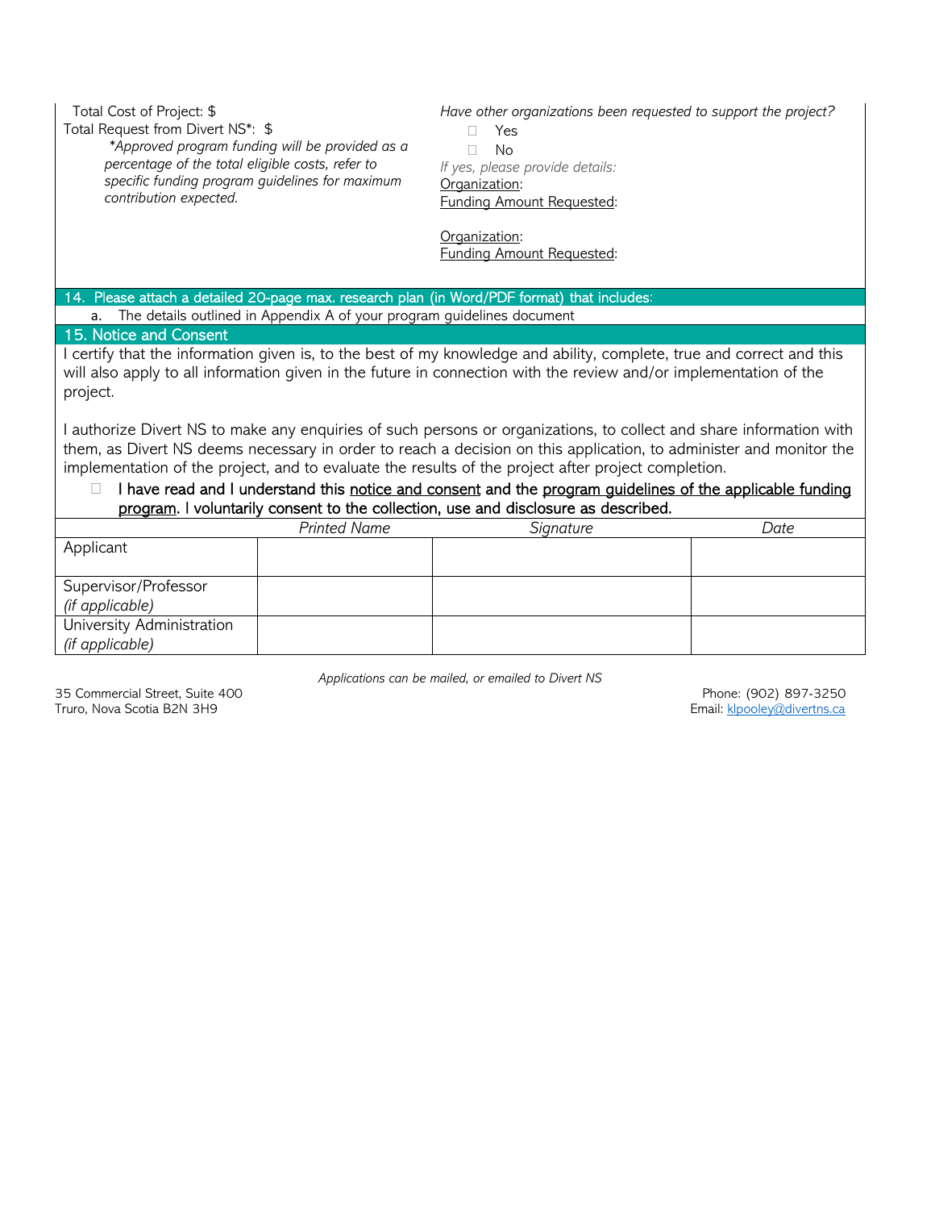Total Cost of Project: $

Total Request from Divert NS*: $

*Approved program funding will be provided as a percentage of the total eligible costs, refer to specific funding program guidelines for maximum contribution expected.*

*Have other organizations been requested to support the project?*

- ☐ Yes
- ☐ No

*If yes, please provide details:*

Organization:

Funding Amount Requested:

Organization:

Funding Amount Requested:

## 14. Please attach a detailed 20-page max. research plan (in Word/PDF format) that includes:

a. The details outlined in Appendix A of your program guidelines document

## 15. Notice and Consent

I certify that the information given is, to the best of my knowledge and ability, complete, true and correct and this will also apply to all information given in the future in connection with the review and/or implementation of the project.

I authorize Divert NS to make any enquiries of such persons or organizations, to collect and share information with them, as Divert NS deems necessary in order to reach a decision on this application, to administer and monitor the implementation of the project, and to evaluate the results of the project after project completion.

☐ **I have read and I understand this notice and consent and the program guidelines of the applicable funding program. I voluntarily consent to the collection, use and disclosure as described.**

| | *Printed Name* | *Signature* | *Date* |
|---|---|---|---|
| Applicant | | | |
| Supervisor/Professor *(if applicable)* | | | |
| University Administration *(if applicable)* | | | |

*Applications can be mailed, or emailed to Divert NS*

35 Commercial Street, Suite 400
Truro, Nova Scotia B2N 3H9

Phone: (902) 897-3250
Email: klpooley@divertns.ca